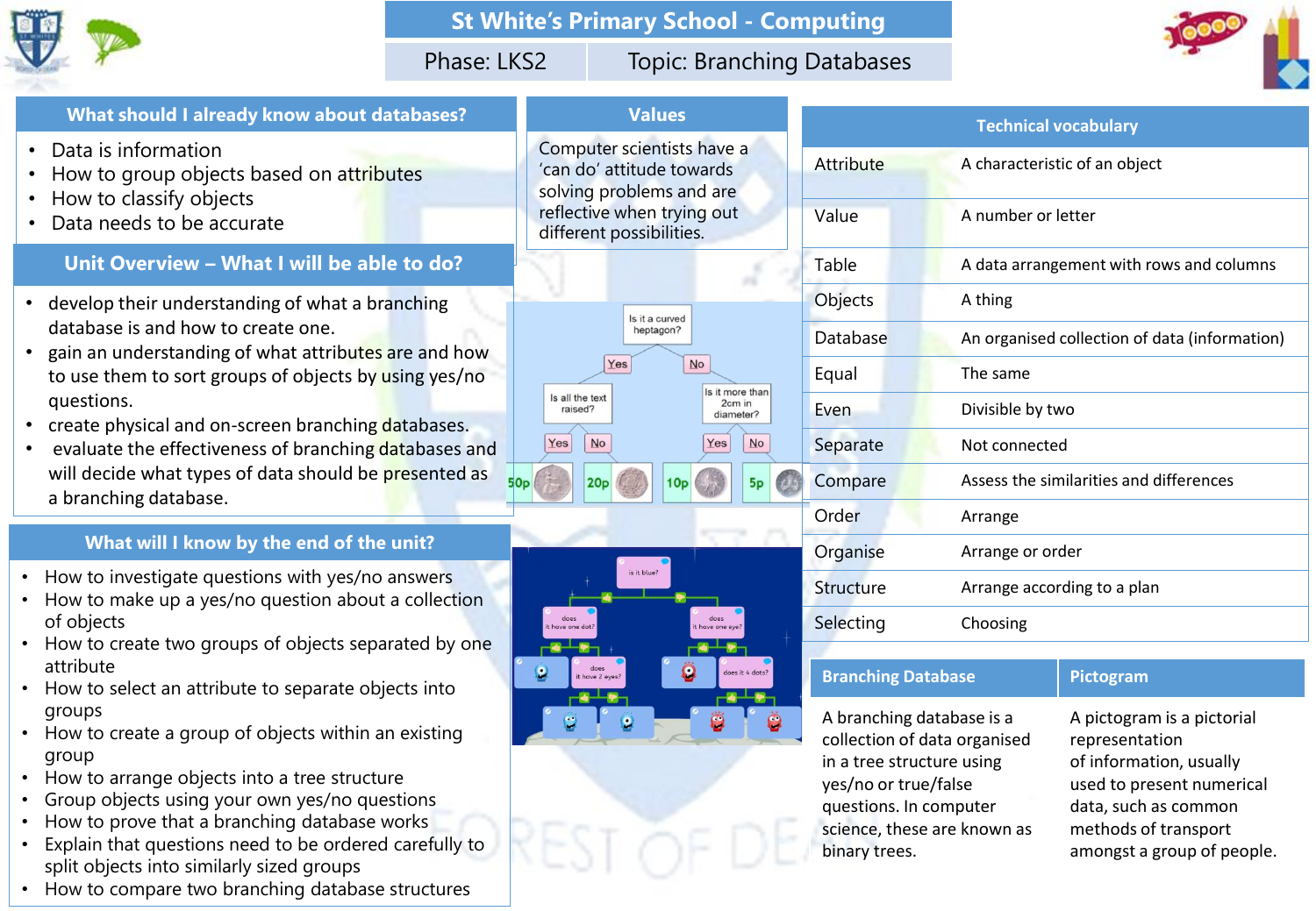# St White's Primary School - Computing

**Phase: LKS2** | **Topic: Branching Databases**

## What should I already know about databases?

- Data is information
- How to group objects based on attributes
- How to classify objects
- Data needs to be accurate

## Values

Computer scientists have a 'can do' attitude towards solving problems and are reflective when trying out different possibilities.

## Unit Overview – What I will be able to do?

- develop their understanding of what a branching database is and how to create one.
- gain an understanding of what attributes are and how to use them to sort groups of objects by using yes/no questions.
- create physical and on-screen branching databases.
- evaluate the effectiveness of branching databases and will decide what types of data should be presented as a branching database.

## What will I know by the end of the unit?

- How to investigate questions with yes/no answers
- How to make up a yes/no question about a collection of objects
- How to create two groups of objects separated by one attribute
- How to select an attribute to separate objects into groups
- How to create a group of objects within an existing group
- How to arrange objects into a tree structure
- Group objects using your own yes/no questions
- How to prove that a branching database works
- Explain that questions need to be ordered carefully to split objects into similarly sized groups
- How to compare two branching database structures

## Technical vocabulary

| Term | Meaning |
|---|---|
| Attribute | A characteristic of an object |
| Value | A number or letter |
| Table | A data arrangement with rows and columns |
| Objects | A thing |
| Database | An organised collection of data (information) |
| Equal | The same |
| Even | Divisible by two |
| Separate | Not connected |
| Compare | Assess the similarities and differences |
| Order | Arrange |
| Organise | Arrange or order |
| Structure | Arrange according to a plan |
| Selecting | Choosing |

## Branching Database

A branching database is a collection of data organised in a tree structure using yes/no or true/false questions. In computer science, these are known as binary trees.

## Pictogram

A pictogram is a pictorial representation of information, usually used to present numerical data, such as common methods of transport amongst a group of people.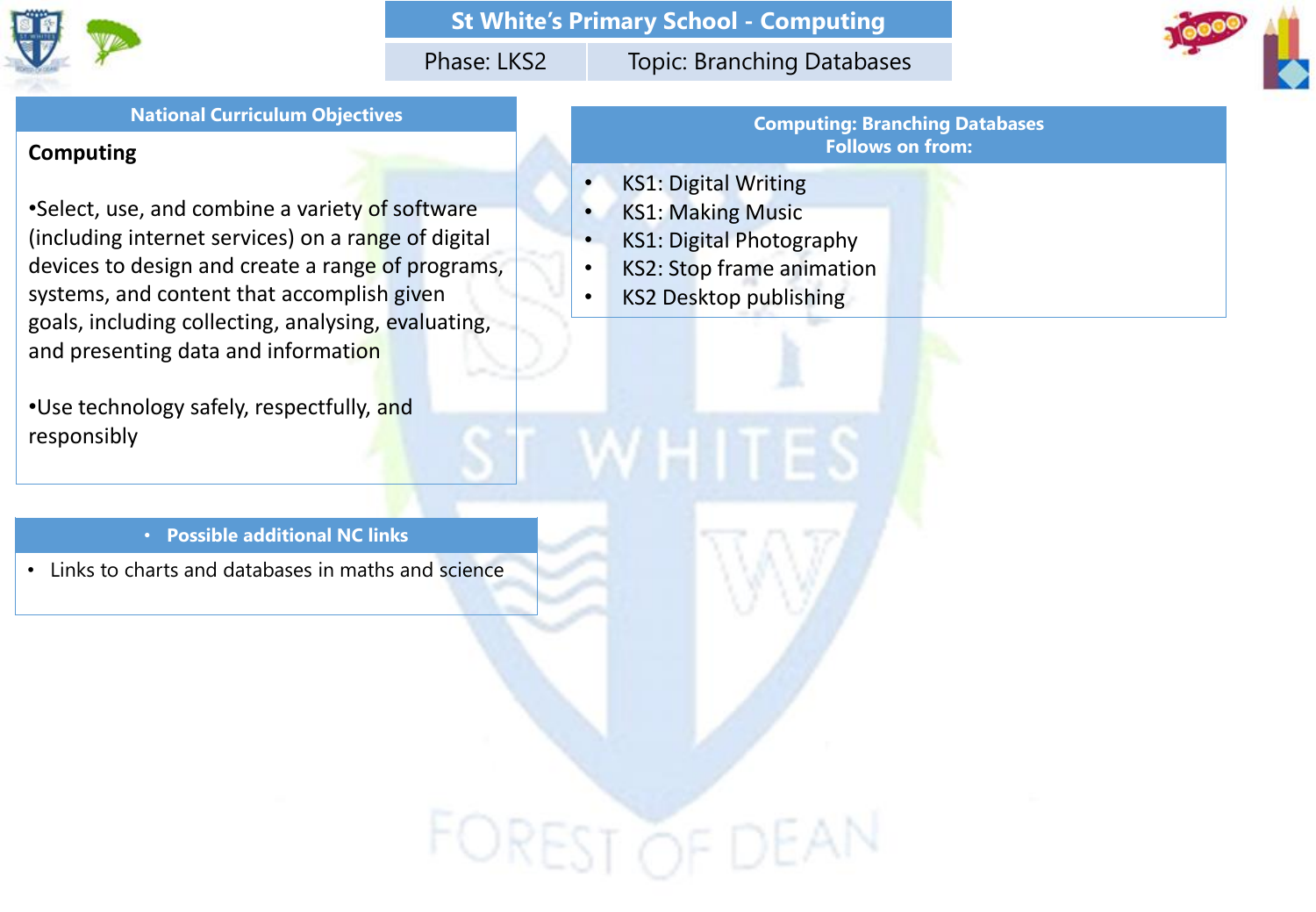# St White's Primary School - Computing

| Phase: LKS2 | Topic: Branching Databases |
| --- | --- |

## National Curriculum Objectives

**Computing**

•Select, use, and combine a variety of software (including internet services) on a range of digital devices to design and create a range of programs, systems, and content that accomplish given goals, including collecting, analysing, evaluating, and presenting data and information

•Use technology safely, respectfully, and responsibly

## Possible additional NC links

- Links to charts and databases in maths and science

## Computing: Branching Databases Follows on from:

- KS1: Digital Writing
- KS1: Making Music
- KS1: Digital Photography
- KS2: Stop frame animation
- KS2 Desktop publishing